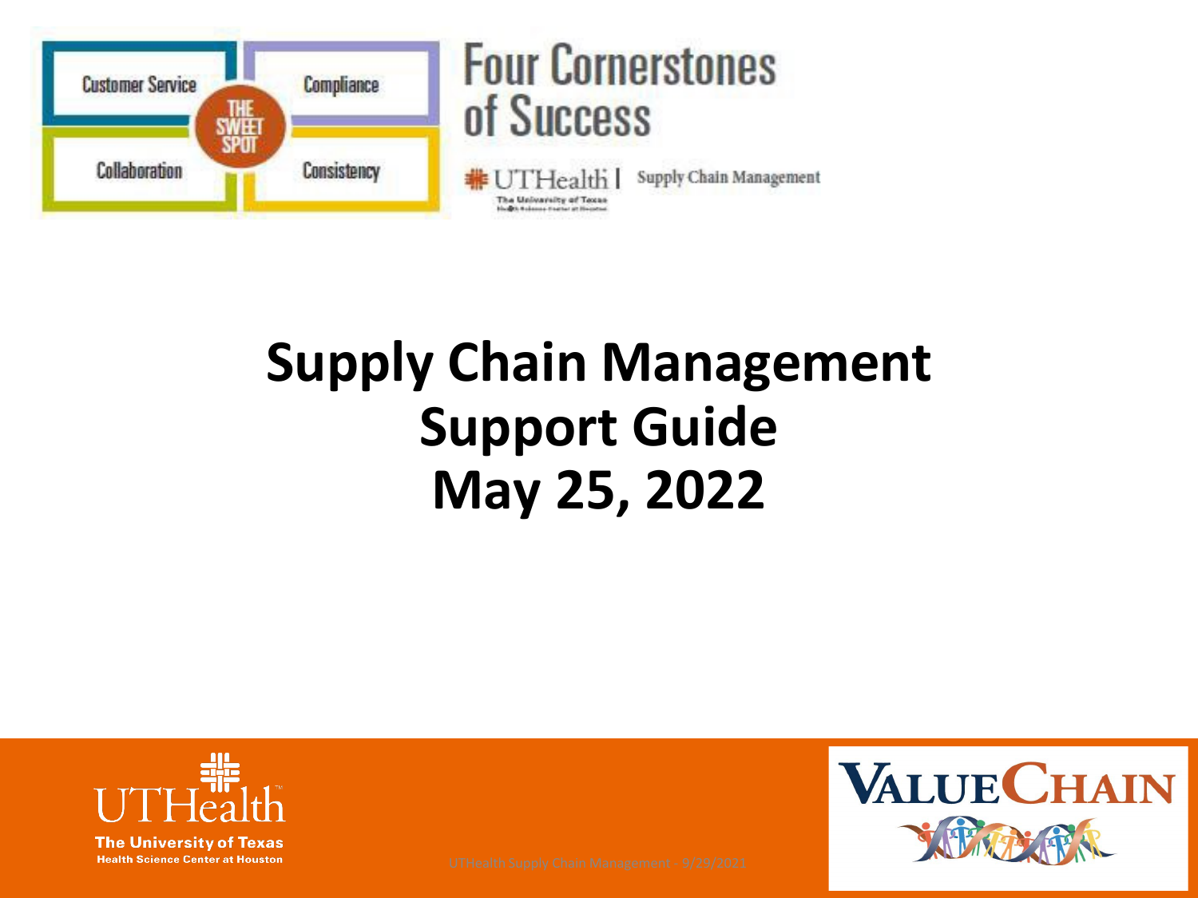# Supply Chain Management Support Guide May 25, 2022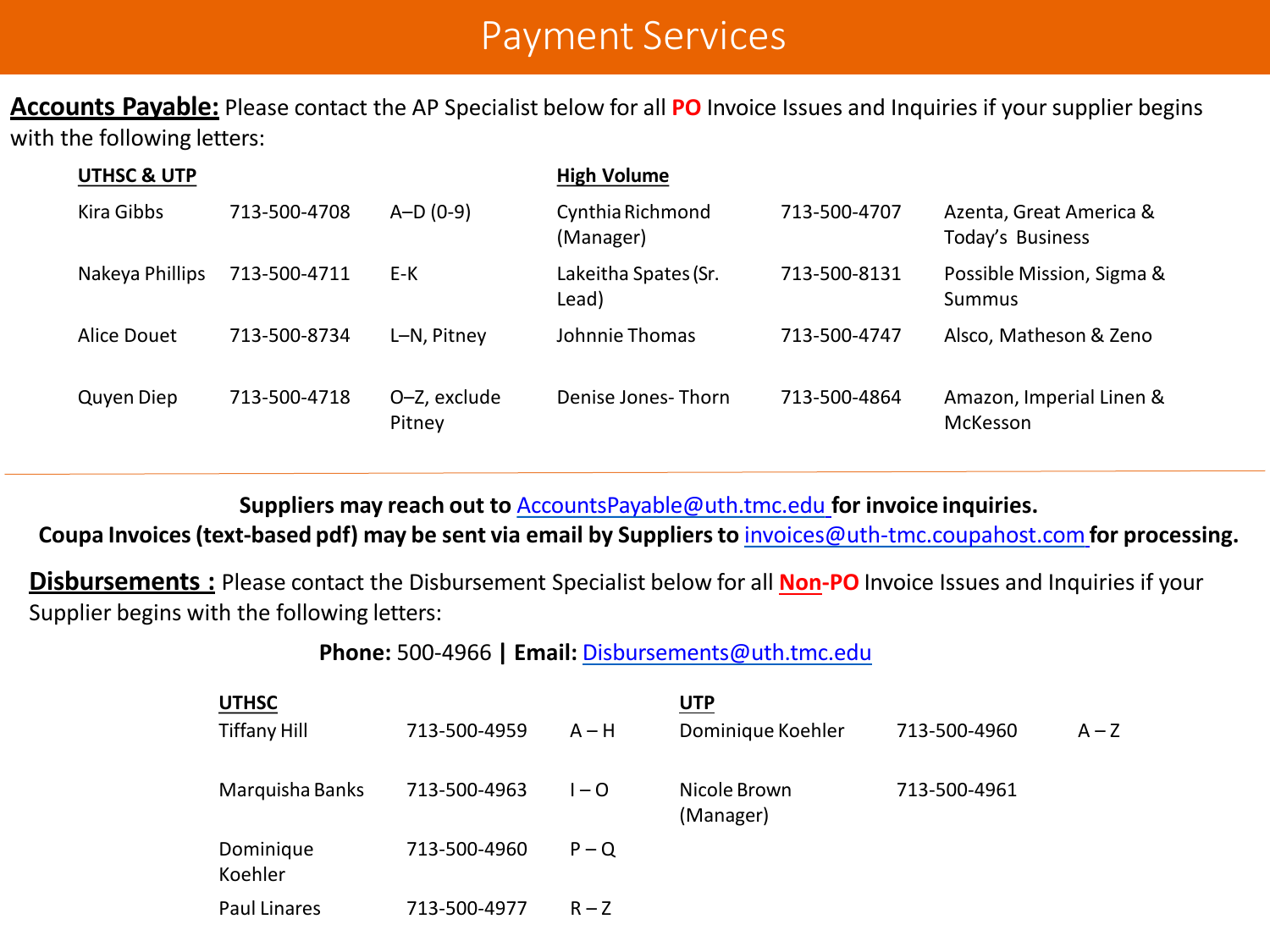# Payment Services

**Accounts Payable:** Please contact the AP Specialist below for all **PO** Invoice Issues and Inquiries if your supplier begins with the following letters:

| UTHSC & UTP | | | High Volume | | |
|---|---|---|---|---|---|
| Kira Gibbs | 713-500-4708 | A–D (0-9) | Cynthia Richmond (Manager) | 713-500-4707 | Azenta, Great America & Today's Business |
| Nakeya Phillips | 713-500-4711 | E-K | Lakeitha Spates (Sr. Lead) | 713-500-8131 | Possible Mission, Sigma & Summus |
| Alice Douet | 713-500-8734 | L–N, Pitney | Johnnie Thomas | 713-500-4747 | Alsco, Matheson & Zeno |
| Quyen Diep | 713-500-4718 | O–Z, exclude Pitney | Denise Jones- Thorn | 713-500-4864 | Amazon, Imperial Linen & McKesson |

**Suppliers may reach out to AccountsPayable@uth.tmc.edu for invoice inquiries.**
**Coupa Invoices (text-based pdf) may be sent via email by Suppliers to invoices@uth-tmc.coupahost.com for processing.**

**Disbursements :** Please contact the Disbursement Specialist below for all **Non-PO** Invoice Issues and Inquiries if your Supplier begins with the following letters:

**Phone:** 500-4966 **| Email:** Disbursements@uth.tmc.edu

| UTHSC | | | UTP | | |
|---|---|---|---|---|---|
| Tiffany Hill | 713-500-4959 | A – H | Dominique Koehler | 713-500-4960 | A – Z |
| Marquisha Banks | 713-500-4963 | I – O | Nicole Brown (Manager) | 713-500-4961 | |
| Dominique Koehler | 713-500-4960 | P – Q | | | |
| Paul Linares | 713-500-4977 | R – Z | | | |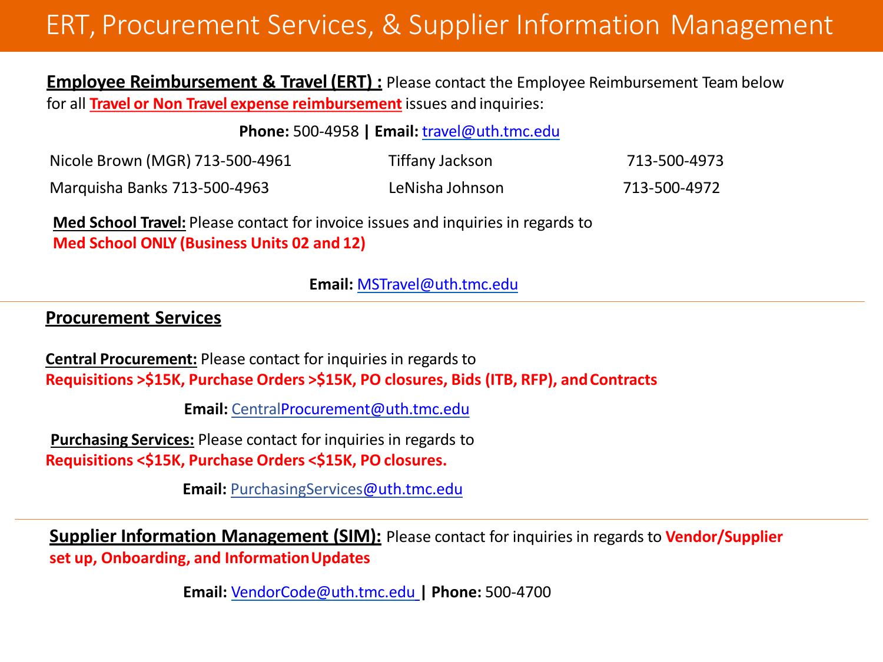# ERT, Procurement Services, & Supplier Information Management

**Employee Reimbursement & Travel (ERT) :** Please contact the Employee Reimbursement Team below for all **Travel or Non Travel expense reimbursement** issues and inquiries:

**Phone:** 500-4958 **|** **Email:** travel@uth.tmc.edu

| | | |
|---|---|---|
| Nicole Brown (MGR) 713-500-4961 | Tiffany Jackson | 713-500-4973 |
| Marquisha Banks 713-500-4963 | LeNisha Johnson | 713-500-4972 |

**Med School Travel:** Please contact for invoice issues and inquiries in regards to **Med School ONLY (Business Units 02 and 12)**

**Email:** MSTravel@uth.tmc.edu

## Procurement Services

**Central Procurement:** Please contact for inquiries in regards to **Requisitions >$15K, Purchase Orders >$15K, PO closures, Bids (ITB, RFP), and Contracts**

**Email:** CentralProcurement@uth.tmc.edu

**Purchasing Services:** Please contact for inquiries in regards to **Requisitions <$15K, Purchase Orders <$15K, PO closures.**

**Email:** PurchasingServices@uth.tmc.edu

**Supplier Information Management (SIM):** Please contact for inquiries in regards to **Vendor/Supplier set up, Onboarding, and Information Updates**

**Email:** VendorCode@uth.tmc.edu **|** **Phone:** 500-4700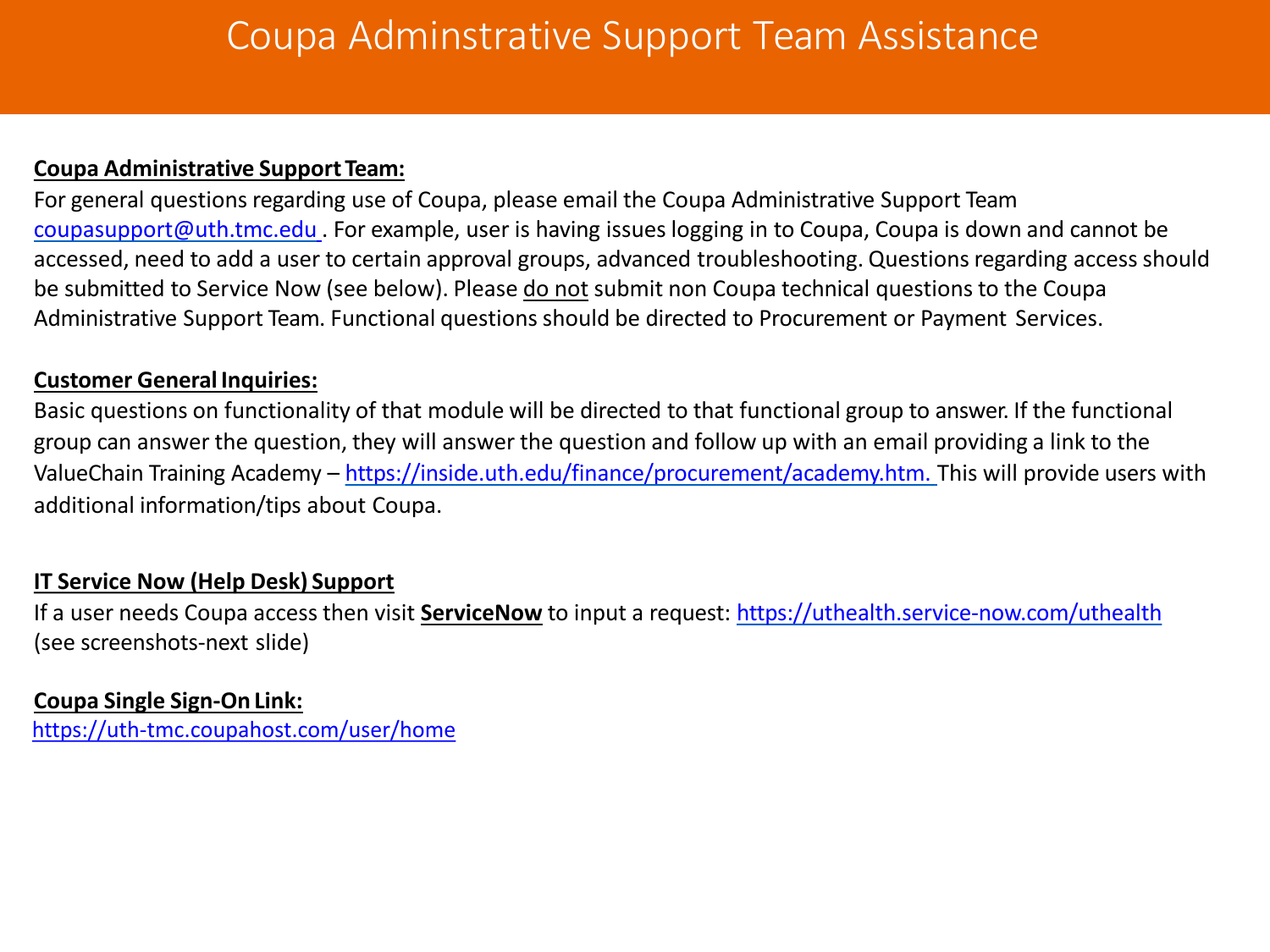# Coupa Adminstrative Support Team Assistance

**Coupa Administrative Support Team:**

For general questions regarding use of Coupa, please email the Coupa Administrative Support Team coupasupport@uth.tmc.edu . For example, user is having issues logging in to Coupa, Coupa is down and cannot be accessed, need to add a user to certain approval groups, advanced troubleshooting. Questions regarding access should be submitted to Service Now (see below). Please do not submit non Coupa technical questions to the Coupa Administrative Support Team. Functional questions should be directed to Procurement or Payment Services.

**Customer General Inquiries:**

Basic questions on functionality of that module will be directed to that functional group to answer. If the functional group can answer the question, they will answer the question and follow up with an email providing a link to the ValueChain Training Academy – https://inside.uth.edu/finance/procurement/academy.htm. This will provide users with additional information/tips about Coupa.

**IT Service Now (Help Desk) Support**

If a user needs Coupa access then visit **ServiceNow** to input a request: https://uthealth.service-now.com/uthealth (see screenshots-next slide)

**Coupa Single Sign-On Link:**

https://uth-tmc.coupahost.com/user/home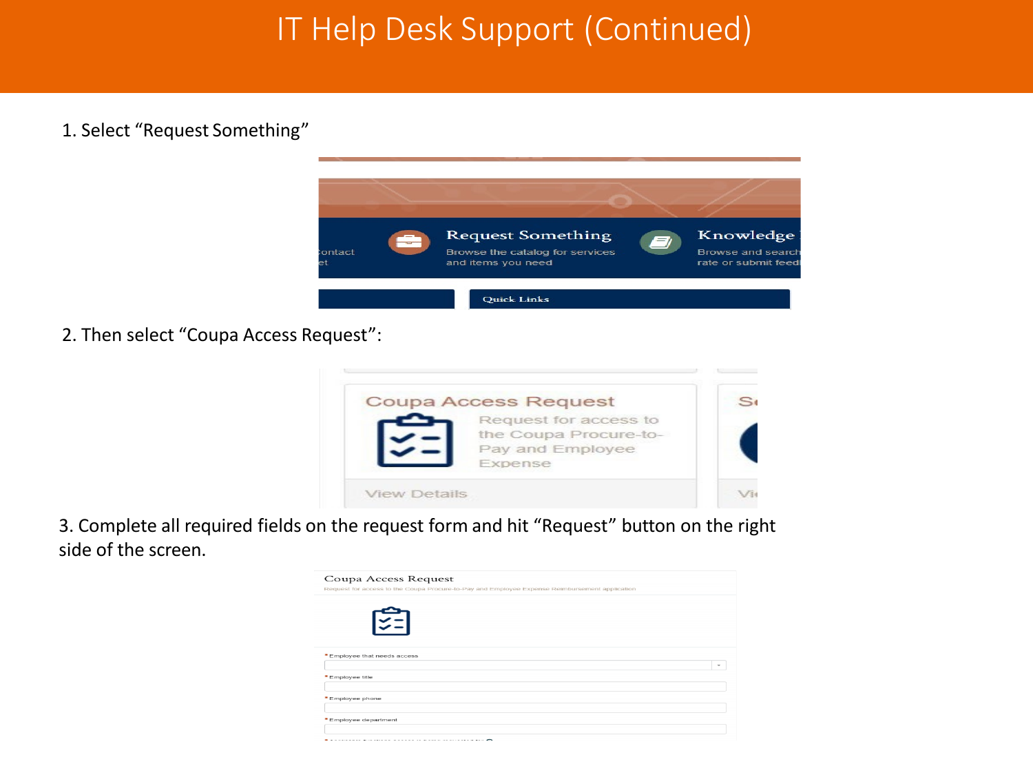# IT Help Desk Support (Continued)

1. Select "Request Something"

2. Then select "Coupa Access Request":

3. Complete all required fields on the request form and hit "Request" button on the right side of the screen.